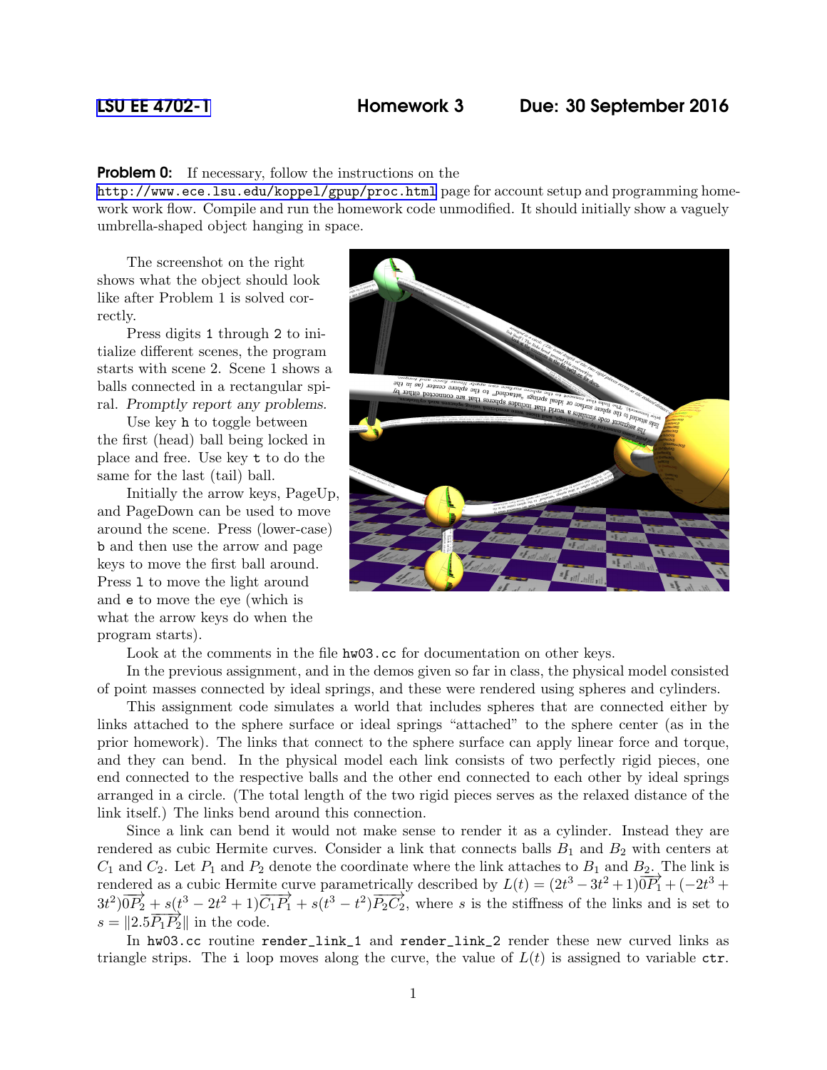LSU EE 4702-1 **Homework 3** **Due: 30 September 2016**

**Problem 0:** If necessary, follow the instructions on the http://www.ece.lsu.edu/koppel/gpup/proc.html page for account setup and programming homework work flow. Compile and run the homework code unmodified. It should initially show a vaguely umbrella-shaped object hanging in space.

The screenshot on the right shows what the object should look like after Problem 1 is solved correctly.

Press digits `1` through `2` to initialize different scenes, the program starts with scene 2. Scene 1 shows a balls connected in a rectangular spiral. *Promptly report any problems.*

Use key `h` to toggle between the first (head) ball being locked in place and free. Use key `t` to do the same for the last (tail) ball.

Initially the arrow keys, PageUp, and PageDown can be used to move around the scene. Press (lower-case) `b` and then use the arrow and page keys to move the first ball around. Press `l` to move the light around and `e` to move the eye (which is what the arrow keys do when the program starts).

Look at the comments in the file `hw03.cc` for documentation on other keys.

In the previous assignment, and in the demos given so far in class, the physical model consisted of point masses connected by ideal springs, and these were rendered using spheres and cylinders.

This assignment code simulates a world that includes spheres that are connected either by links attached to the sphere surface or ideal springs "attached" to the sphere center (as in the prior homework). The links that connect to the sphere surface can apply linear force and torque, and they can bend. In the physical model each link consists of two perfectly rigid pieces, one end connected to the respective balls and the other end connected to each other by ideal springs arranged in a circle. (The total length of the two rigid pieces serves as the relaxed distance of the link itself.) The links bend around this connection.

Since a link can bend it would not make sense to render it as a cylinder. Instead they are rendered as cubic Hermite curves. Consider a link that connects balls $B_1$ and $B_2$ with centers at $C_1$ and $C_2$. Let $P_1$ and $P_2$ denote the coordinate where the link attaches to $B_1$ and $B_2$. The link is rendered as a cubic Hermite curve parametrically described by $L(t) = (2t^3 - 3t^2 + 1)\overrightarrow{0P_1} + (-2t^3 + 3t^2)\overrightarrow{0P_2} + s(t^3 - 2t^2 + 1)\overrightarrow{C_1P_1} + s(t^3 - t^2)\overrightarrow{P_2C_2}$, where $s$ is the stiffness of the links and is set to $s = \|2.5\overrightarrow{P_1P_2}\|$ in the code.

In `hw03.cc` routine `render_link_1` and `render_link_2` render these new curved links as triangle strips. The `i` loop moves along the curve, the value of $L(t)$ is assigned to variable `ctr`.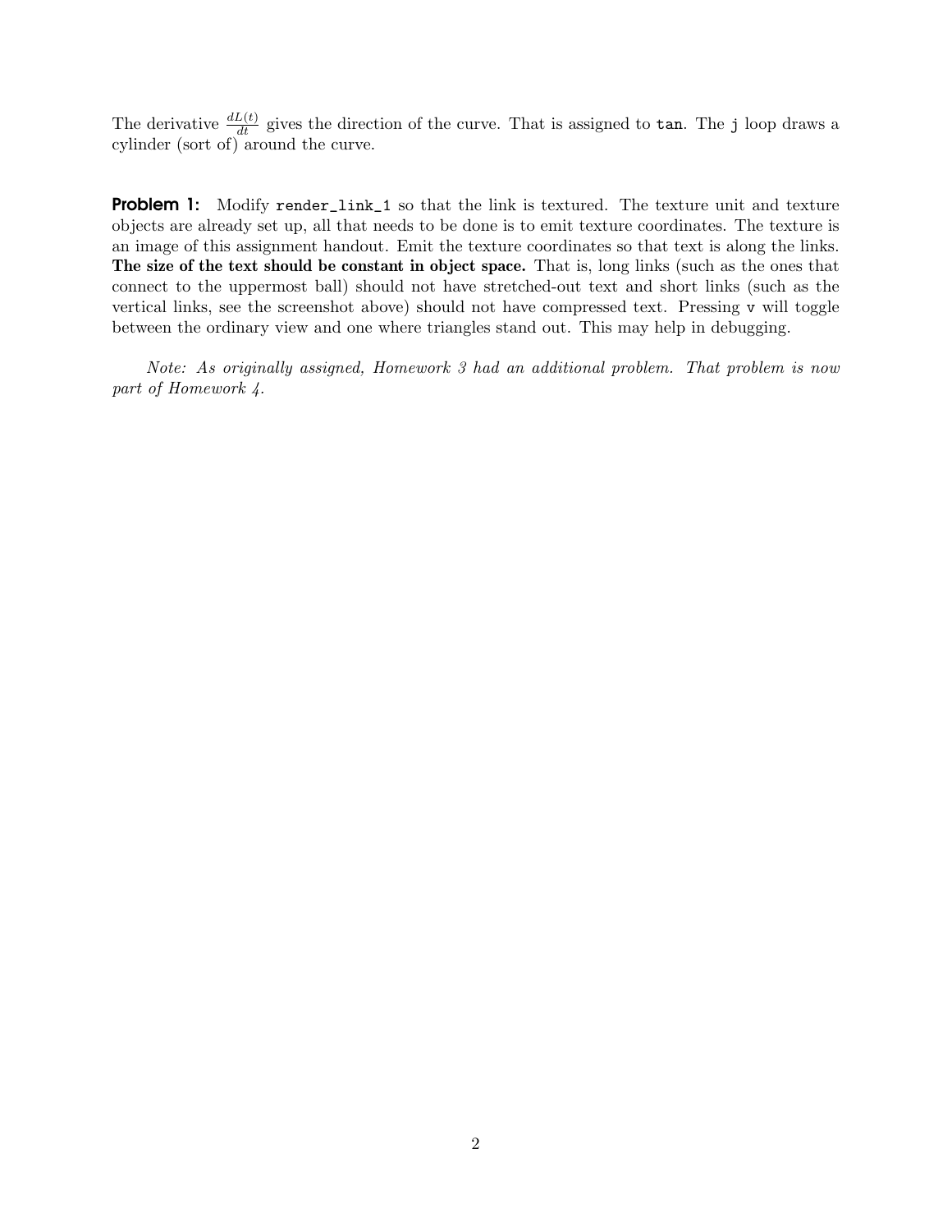The derivative $\frac{dL(t)}{dt}$ gives the direction of the curve. That is assigned to `tan`. The `j` loop draws a cylinder (sort of) around the curve.

**Problem 1:** Modify `render_link_1` so that the link is textured. The texture unit and texture objects are already set up, all that needs to be done is to emit texture coordinates. The texture is an image of this assignment handout. Emit the texture coordinates so that text is along the links. **The size of the text should be constant in object space.** That is, long links (such as the ones that connect to the uppermost ball) should not have stretched-out text and short links (such as the vertical links, see the screenshot above) should not have compressed text. Pressing `v` will toggle between the ordinary view and one where triangles stand out. This may help in debugging.

*Note: As originally assigned, Homework 3 had an additional problem. That problem is now part of Homework 4.*